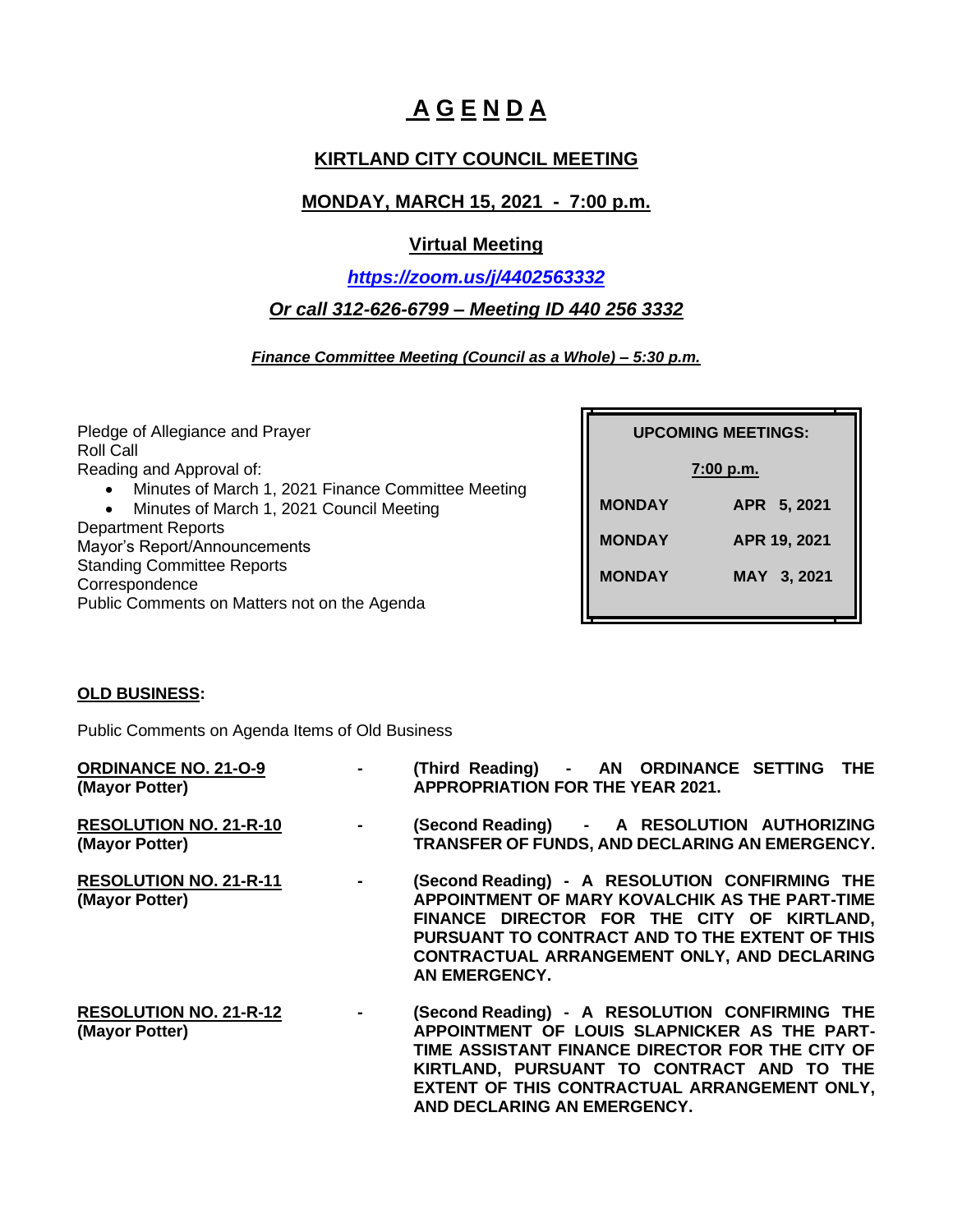# A G E N D A

## KIRTLAND CITY COUNCIL MEETING

## MONDAY, MARCH 15, 2021 - 7:00 p.m.

## Virtual Meeting

***https://zoom.us/j/4402563332***

***Or call 312-626-6799 – Meeting ID 440 256 3332***

***Finance Committee Meeting (Council as a Whole) – 5:30 p.m.***

| UPCOMING MEETINGS: | |
|---|---|
| 7:00 p.m. | |
| MONDAY | APR 5, 2021 |
| MONDAY | APR 19, 2021 |
| MONDAY | MAY 3, 2021 |

Pledge of Allegiance and Prayer
Roll Call
Reading and Approval of:

- Minutes of March 1, 2021 Finance Committee Meeting
- Minutes of March 1, 2021 Council Meeting

Department Reports
Mayor's Report/Announcements
Standing Committee Reports
Correspondence
Public Comments on Matters not on the Agenda

**OLD BUSINESS:**

Public Comments on Agenda Items of Old Business

**ORDINANCE NO. 21-O-9** **(Mayor Potter)** - **(Third Reading) - AN ORDINANCE SETTING THE APPROPRIATION FOR THE YEAR 2021.**

**RESOLUTION NO. 21-R-10** **(Mayor Potter)** - **(Second Reading) - A RESOLUTION AUTHORIZING TRANSFER OF FUNDS, AND DECLARING AN EMERGENCY.**

**RESOLUTION NO. 21-R-11** **(Mayor Potter)** - **(Second Reading) - A RESOLUTION CONFIRMING THE APPOINTMENT OF MARY KOVALCHIK AS THE PART-TIME FINANCE DIRECTOR FOR THE CITY OF KIRTLAND, PURSUANT TO CONTRACT AND TO THE EXTENT OF THIS CONTRACTUAL ARRANGEMENT ONLY, AND DECLARING AN EMERGENCY.**

**RESOLUTION NO. 21-R-12** **(Mayor Potter)** - **(Second Reading) - A RESOLUTION CONFIRMING THE APPOINTMENT OF LOUIS SLAPNICKER AS THE PART-TIME ASSISTANT FINANCE DIRECTOR FOR THE CITY OF KIRTLAND, PURSUANT TO CONTRACT AND TO THE EXTENT OF THIS CONTRACTUAL ARRANGEMENT ONLY, AND DECLARING AN EMERGENCY.**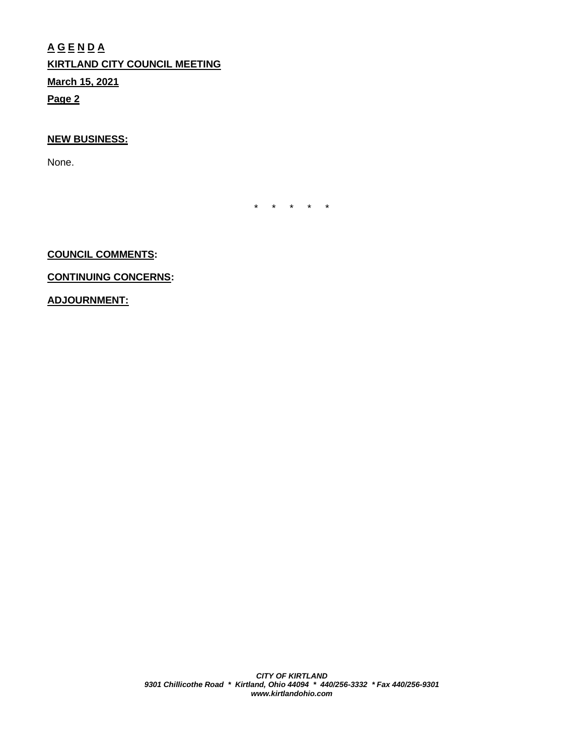**NEW BUSINESS:**

None.

\* \* \* \* \*

**COUNCIL COMMENTS:**

**CONTINUING CONCERNS:**

**ADJOURNMENT:**